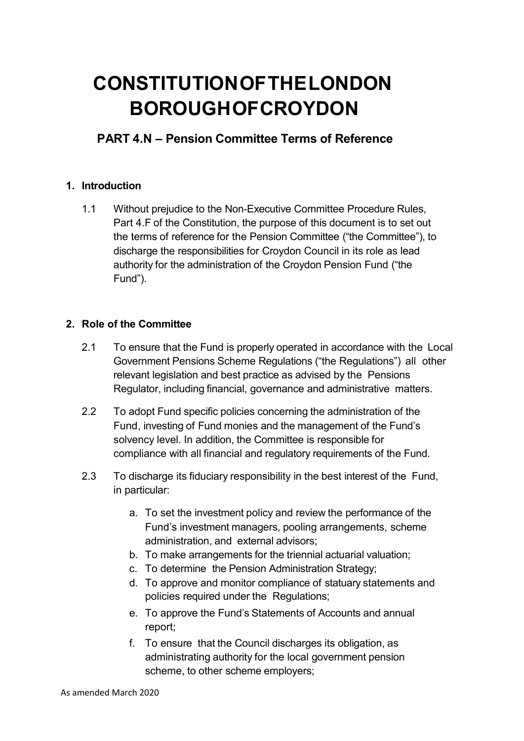# CONSTITUTION OF THE LONDON BOROUGH OF CROYDON

## PART 4.N – Pension Committee Terms of Reference

### 1. Introduction

1.1 Without prejudice to the Non-Executive Committee Procedure Rules, Part 4.F of the Constitution, the purpose of this document is to set out the terms of reference for the Pension Committee ("the Committee"), to discharge the responsibilities for Croydon Council in its role as lead authority for the administration of the Croydon Pension Fund ("the Fund").

### 2. Role of the Committee

2.1 To ensure that the Fund is properly operated in accordance with the Local Government Pensions Scheme Regulations ("the Regulations") all other relevant legislation and best practice as advised by the Pensions Regulator, including financial, governance and administrative matters.

2.2 To adopt Fund specific policies concerning the administration of the Fund, investing of Fund monies and the management of the Fund's solvency level. In addition, the Committee is responsible for compliance with all financial and regulatory requirements of the Fund.

2.3 To discharge its fiduciary responsibility in the best interest of the Fund, in particular:

a. To set the investment policy and review the performance of the Fund's investment managers, pooling arrangements, scheme administration, and external advisors;
b. To make arrangements for the triennial actuarial valuation;
c. To determine the Pension Administration Strategy;
d. To approve and monitor compliance of statuary statements and policies required under the Regulations;
e. To approve the Fund's Statements of Accounts and annual report;
f. To ensure that the Council discharges its obligation, as administrating authority for the local government pension scheme, to other scheme employers;

As amended March 2020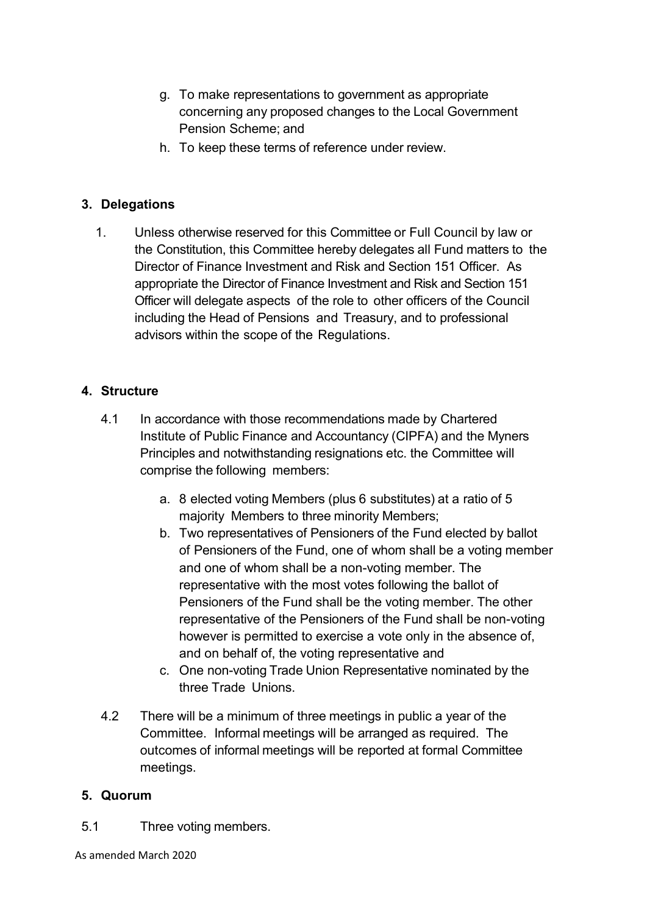g. To make representations to government as appropriate concerning any proposed changes to the Local Government Pension Scheme; and
h. To keep these terms of reference under review.

## 3. Delegations

1. Unless otherwise reserved for this Committee or Full Council by law or the Constitution, this Committee hereby delegates all Fund matters to the Director of Finance Investment and Risk and Section 151 Officer. As appropriate the Director of Finance Investment and Risk and Section 151 Officer will delegate aspects of the role to other officers of the Council including the Head of Pensions and Treasury, and to professional advisors within the scope of the Regulations.

## 4. Structure

4.1 In accordance with those recommendations made by Chartered Institute of Public Finance and Accountancy (CIPFA) and the Myners Principles and notwithstanding resignations etc. the Committee will comprise the following members:

a. 8 elected voting Members (plus 6 substitutes) at a ratio of 5 majority Members to three minority Members;
b. Two representatives of Pensioners of the Fund elected by ballot of Pensioners of the Fund, one of whom shall be a voting member and one of whom shall be a non-voting member. The representative with the most votes following the ballot of Pensioners of the Fund shall be the voting member. The other representative of the Pensioners of the Fund shall be non-voting however is permitted to exercise a vote only in the absence of, and on behalf of, the voting representative and
c. One non-voting Trade Union Representative nominated by the three Trade Unions.

4.2 There will be a minimum of three meetings in public a year of the Committee. Informal meetings will be arranged as required. The outcomes of informal meetings will be reported at formal Committee meetings.

## 5. Quorum

5.1 Three voting members.

As amended March 2020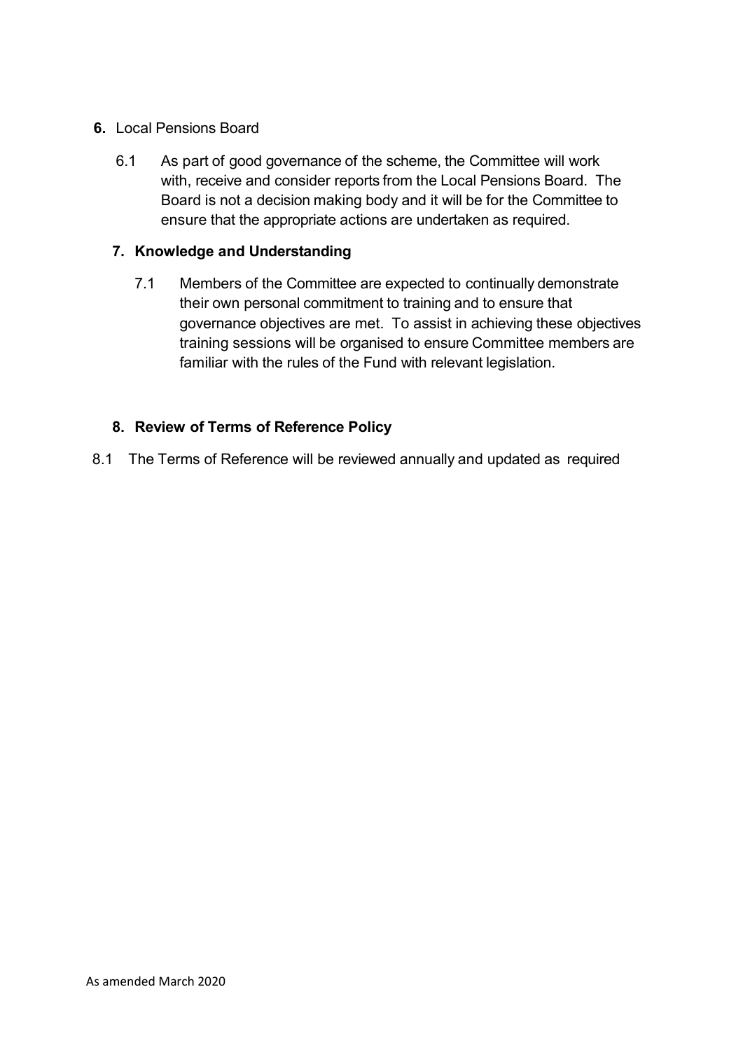**6.** Local Pensions Board

6.1 As part of good governance of the scheme, the Committee will work with, receive and consider reports from the Local Pensions Board. The Board is not a decision making body and it will be for the Committee to ensure that the appropriate actions are undertaken as required.

**7. Knowledge and Understanding**

7.1 Members of the Committee are expected to continually demonstrate their own personal commitment to training and to ensure that governance objectives are met. To assist in achieving these objectives training sessions will be organised to ensure Committee members are familiar with the rules of the Fund with relevant legislation.

**8. Review of Terms of Reference Policy**

8.1 The Terms of Reference will be reviewed annually and updated as required

As amended March 2020